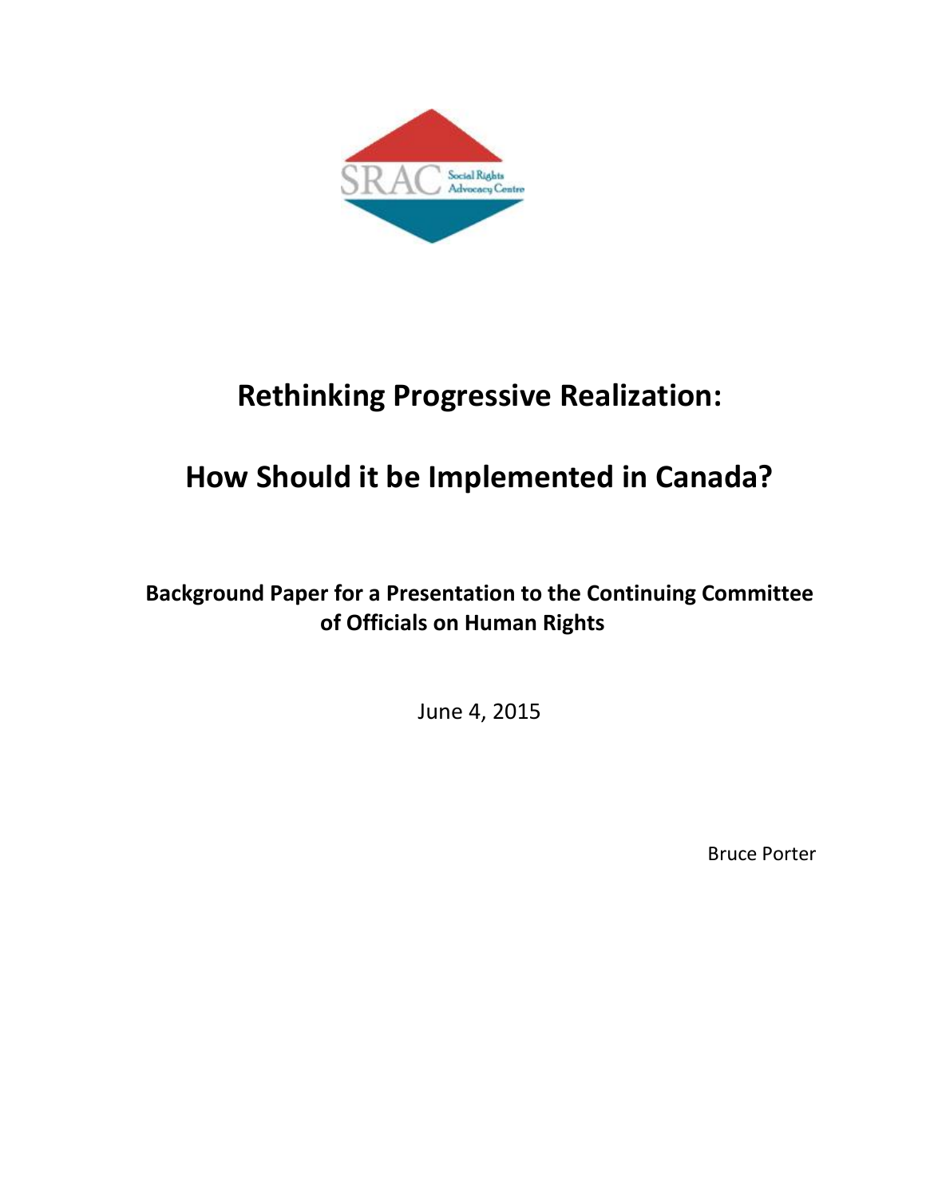SRAC Social Rights Advocacy Centre

# Rethinking Progressive Realization:

# How Should it be Implemented in Canada?

**Background Paper for a Presentation to the Continuing Committee of Officials on Human Rights**

June 4, 2015

Bruce Porter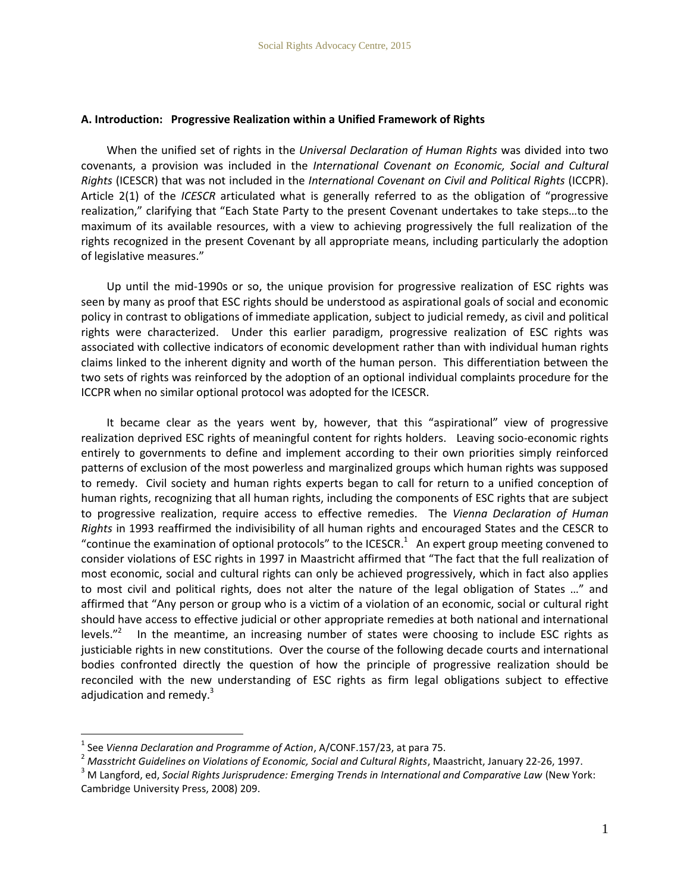### A. Introduction: Progressive Realization within a Unified Framework of Rights

When the unified set of rights in the *Universal Declaration of Human Rights* was divided into two covenants, a provision was included in the *International Covenant on Economic, Social and Cultural Rights* (ICESCR) that was not included in the *International Covenant on Civil and Political Rights* (ICCPR). Article 2(1) of the *ICESCR* articulated what is generally referred to as the obligation of "progressive realization," clarifying that "Each State Party to the present Covenant undertakes to take steps…to the maximum of its available resources, with a view to achieving progressively the full realization of the rights recognized in the present Covenant by all appropriate means, including particularly the adoption of legislative measures."

Up until the mid-1990s or so, the unique provision for progressive realization of ESC rights was seen by many as proof that ESC rights should be understood as aspirational goals of social and economic policy in contrast to obligations of immediate application, subject to judicial remedy, as civil and political rights were characterized. Under this earlier paradigm, progressive realization of ESC rights was associated with collective indicators of economic development rather than with individual human rights claims linked to the inherent dignity and worth of the human person. This differentiation between the two sets of rights was reinforced by the adoption of an optional individual complaints procedure for the ICCPR when no similar optional protocol was adopted for the ICESCR.

It became clear as the years went by, however, that this "aspirational" view of progressive realization deprived ESC rights of meaningful content for rights holders. Leaving socio-economic rights entirely to governments to define and implement according to their own priorities simply reinforced patterns of exclusion of the most powerless and marginalized groups which human rights was supposed to remedy. Civil society and human rights experts began to call for return to a unified conception of human rights, recognizing that all human rights, including the components of ESC rights that are subject to progressive realization, require access to effective remedies. The *Vienna Declaration of Human Rights* in 1993 reaffirmed the indivisibility of all human rights and encouraged States and the CESCR to "continue the examination of optional protocols" to the ICESCR.[1] An expert group meeting convened to consider violations of ESC rights in 1997 in Maastricht affirmed that "The fact that the full realization of most economic, social and cultural rights can only be achieved progressively, which in fact also applies to most civil and political rights, does not alter the nature of the legal obligation of States …" and affirmed that "Any person or group who is a victim of a violation of an economic, social or cultural right should have access to effective judicial or other appropriate remedies at both national and international levels."[2] In the meantime, an increasing number of states were choosing to include ESC rights as justiciable rights in new constitutions. Over the course of the following decade courts and international bodies confronted directly the question of how the principle of progressive realization should be reconciled with the new understanding of ESC rights as firm legal obligations subject to effective adjudication and remedy.[3]

---

[1] See *Vienna Declaration and Programme of Action*, A/CONF.157/23, at para 75.

[2] *Masstricht Guidelines on Violations of Economic, Social and Cultural Rights*, Maastricht, January 22-26, 1997.

[3] M Langford, ed, *Social Rights Jurisprudence: Emerging Trends in International and Comparative Law* (New York: Cambridge University Press, 2008) 209.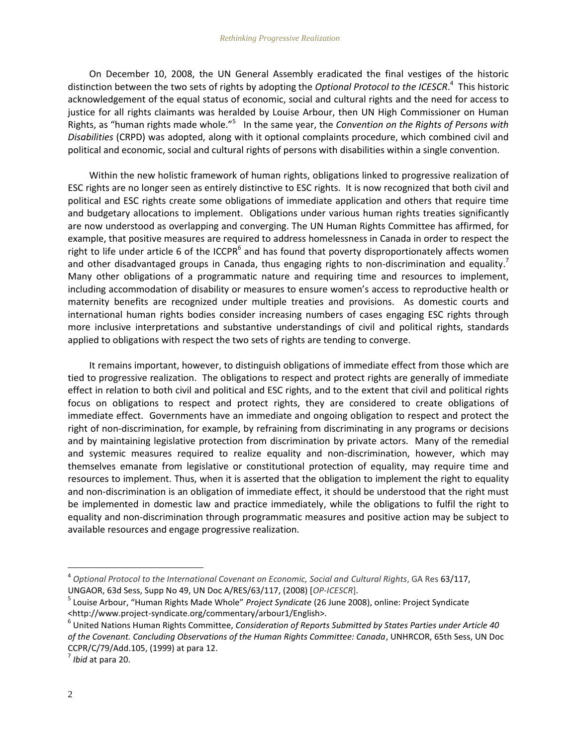On December 10, 2008, the UN General Assembly eradicated the final vestiges of the historic distinction between the two sets of rights by adopting the *Optional Protocol to the ICESCR*.[4] This historic acknowledgement of the equal status of economic, social and cultural rights and the need for access to justice for all rights claimants was heralded by Louise Arbour, then UN High Commissioner on Human Rights, as "human rights made whole."[5] In the same year, the *Convention on the Rights of Persons with Disabilities* (CRPD) was adopted, along with it optional complaints procedure, which combined civil and political and economic, social and cultural rights of persons with disabilities within a single convention.

Within the new holistic framework of human rights, obligations linked to progressive realization of ESC rights are no longer seen as entirely distinctive to ESC rights. It is now recognized that both civil and political and ESC rights create some obligations of immediate application and others that require time and budgetary allocations to implement. Obligations under various human rights treaties significantly are now understood as overlapping and converging. The UN Human Rights Committee has affirmed, for example, that positive measures are required to address homelessness in Canada in order to respect the right to life under article 6 of the ICCPR[6] and has found that poverty disproportionately affects women and other disadvantaged groups in Canada, thus engaging rights to non-discrimination and equality.[7] Many other obligations of a programmatic nature and requiring time and resources to implement, including accommodation of disability or measures to ensure women's access to reproductive health or maternity benefits are recognized under multiple treaties and provisions. As domestic courts and international human rights bodies consider increasing numbers of cases engaging ESC rights through more inclusive interpretations and substantive understandings of civil and political rights, standards applied to obligations with respect the two sets of rights are tending to converge.

It remains important, however, to distinguish obligations of immediate effect from those which are tied to progressive realization. The obligations to respect and protect rights are generally of immediate effect in relation to both civil and political and ESC rights, and to the extent that civil and political rights focus on obligations to respect and protect rights, they are considered to create obligations of immediate effect. Governments have an immediate and ongoing obligation to respect and protect the right of non-discrimination, for example, by refraining from discriminating in any programs or decisions and by maintaining legislative protection from discrimination by private actors. Many of the remedial and systemic measures required to realize equality and non-discrimination, however, which may themselves emanate from legislative or constitutional protection of equality, may require time and resources to implement. Thus, when it is asserted that the obligation to implement the right to equality and non-discrimination is an obligation of immediate effect, it should be understood that the right must be implemented in domestic law and practice immediately, while the obligations to fulfil the right to equality and non-discrimination through programmatic measures and positive action may be subject to available resources and engage progressive realization.

---

[4] *Optional Protocol to the International Covenant on Economic, Social and Cultural Rights*, GA Res 63/117, UNGAOR, 63d Sess, Supp No 49, UN Doc A/RES/63/117, (2008) [*OP-ICESCR*].

[5] Louise Arbour, "Human Rights Made Whole" *Project Syndicate* (26 June 2008), online: Project Syndicate <http://www.project-syndicate.org/commentary/arbour1/English>.

[6] United Nations Human Rights Committee, *Consideration of Reports Submitted by States Parties under Article 40 of the Covenant. Concluding Observations of the Human Rights Committee: Canada*, UNHRCOR, 65th Sess, UN Doc CCPR/C/79/Add.105, (1999) at para 12.

[7] *Ibid* at para 20.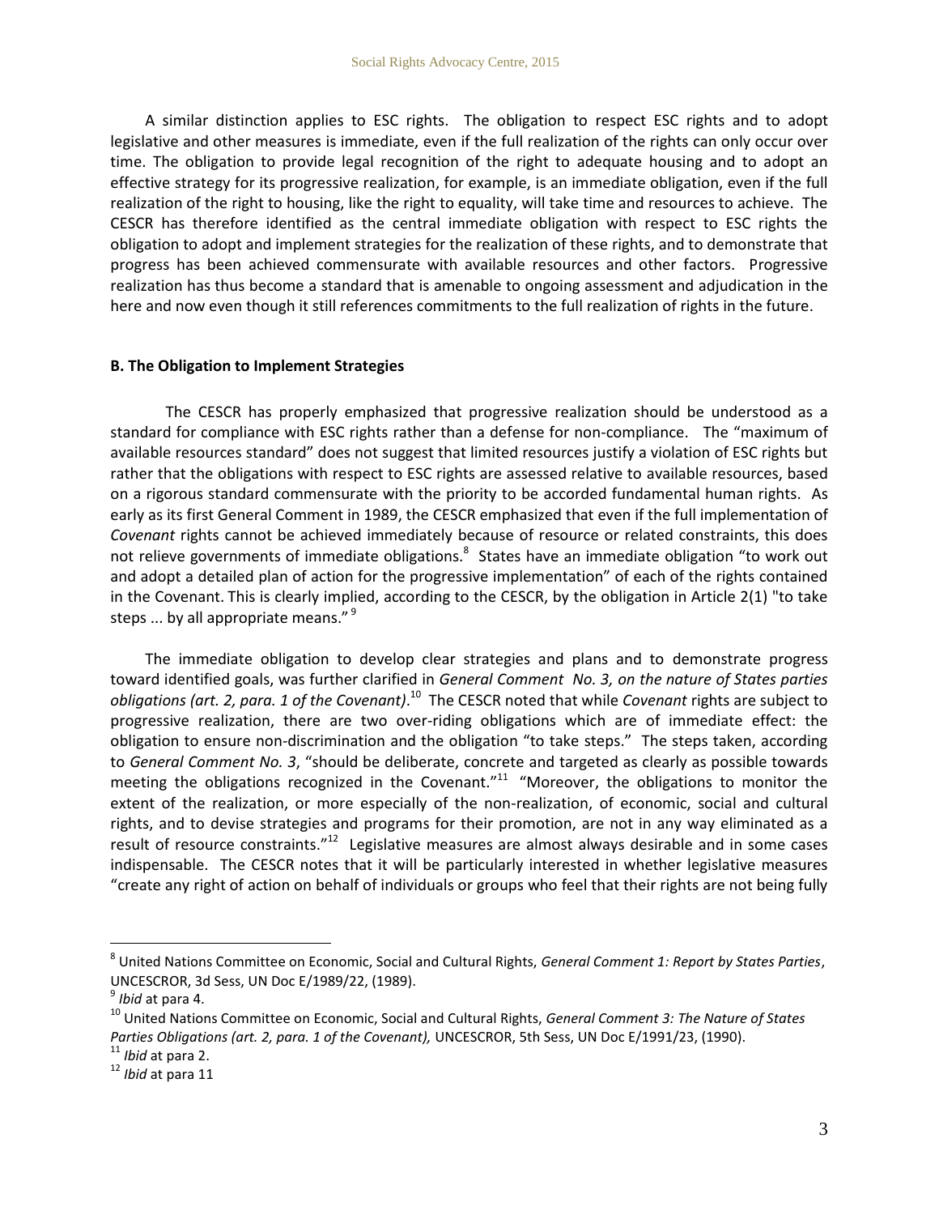A similar distinction applies to ESC rights. The obligation to respect ESC rights and to adopt legislative and other measures is immediate, even if the full realization of the rights can only occur over time. The obligation to provide legal recognition of the right to adequate housing and to adopt an effective strategy for its progressive realization, for example, is an immediate obligation, even if the full realization of the right to housing, like the right to equality, will take time and resources to achieve. The CESCR has therefore identified as the central immediate obligation with respect to ESC rights the obligation to adopt and implement strategies for the realization of these rights, and to demonstrate that progress has been achieved commensurate with available resources and other factors. Progressive realization has thus become a standard that is amenable to ongoing assessment and adjudication in the here and now even though it still references commitments to the full realization of rights in the future.

**B. The Obligation to Implement Strategies**

The CESCR has properly emphasized that progressive realization should be understood as a standard for compliance with ESC rights rather than a defense for non-compliance. The "maximum of available resources standard" does not suggest that limited resources justify a violation of ESC rights but rather that the obligations with respect to ESC rights are assessed relative to available resources, based on a rigorous standard commensurate with the priority to be accorded fundamental human rights. As early as its first General Comment in 1989, the CESCR emphasized that even if the full implementation of *Covenant* rights cannot be achieved immediately because of resource or related constraints, this does not relieve governments of immediate obligations.[8] States have an immediate obligation "to work out and adopt a detailed plan of action for the progressive implementation" of each of the rights contained in the Covenant. This is clearly implied, according to the CESCR, by the obligation in Article 2(1) "to take steps ... by all appropriate means." [9]

The immediate obligation to develop clear strategies and plans and to demonstrate progress toward identified goals, was further clarified in *General Comment No. 3, on the nature of States parties obligations (art. 2, para. 1 of the Covenant)*.[10] The CESCR noted that while *Covenant* rights are subject to progressive realization, there are two over-riding obligations which are of immediate effect: the obligation to ensure non-discrimination and the obligation "to take steps." The steps taken, according to *General Comment No. 3*, "should be deliberate, concrete and targeted as clearly as possible towards meeting the obligations recognized in the Covenant."[11] "Moreover, the obligations to monitor the extent of the realization, or more especially of the non-realization, of economic, social and cultural rights, and to devise strategies and programs for their promotion, are not in any way eliminated as a result of resource constraints."[12] Legislative measures are almost always desirable and in some cases indispensable. The CESCR notes that it will be particularly interested in whether legislative measures "create any right of action on behalf of individuals or groups who feel that their rights are not being fully

---

[8] United Nations Committee on Economic, Social and Cultural Rights, *General Comment 1: Report by States Parties*, UNCESCROR, 3d Sess, UN Doc E/1989/22, (1989).

[9] *Ibid* at para 4.

[10] United Nations Committee on Economic, Social and Cultural Rights, *General Comment 3: The Nature of States Parties Obligations (art. 2, para. 1 of the Covenant),* UNCESCROR, 5th Sess, UN Doc E/1991/23, (1990).

[11] *Ibid* at para 2.

[12] *Ibid* at para 11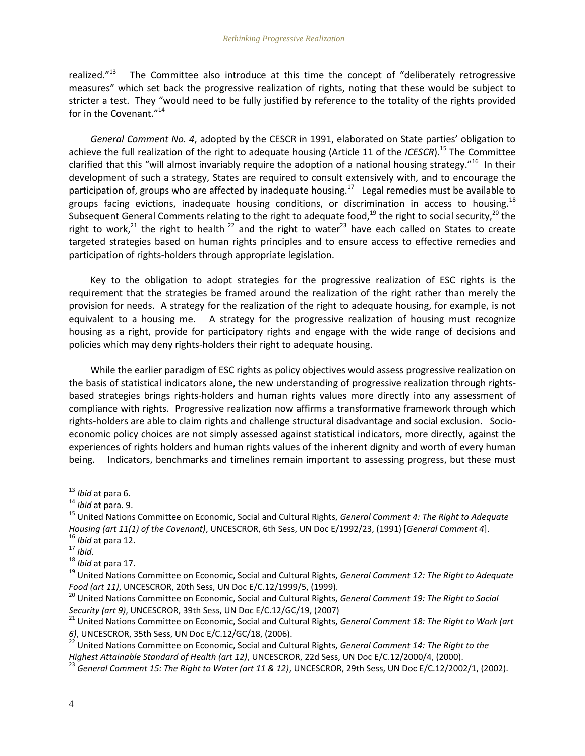realized."[13] The Committee also introduce at this time the concept of "deliberately retrogressive measures" which set back the progressive realization of rights, noting that these would be subject to stricter a test. They "would need to be fully justified by reference to the totality of the rights provided for in the Covenant."[14]

*General Comment No. 4*, adopted by the CESCR in 1991, elaborated on State parties' obligation to achieve the full realization of the right to adequate housing (Article 11 of the *ICESCR*).[15] The Committee clarified that this "will almost invariably require the adoption of a national housing strategy."[16] In their development of such a strategy, States are required to consult extensively with, and to encourage the participation of, groups who are affected by inadequate housing.[17] Legal remedies must be available to groups facing evictions, inadequate housing conditions, or discrimination in access to housing.[18] Subsequent General Comments relating to the right to adequate food,[19] the right to social security,[20] the right to work,[21] the right to health [22] and the right to water[23] have each called on States to create targeted strategies based on human rights principles and to ensure access to effective remedies and participation of rights-holders through appropriate legislation.

Key to the obligation to adopt strategies for the progressive realization of ESC rights is the requirement that the strategies be framed around the realization of the right rather than merely the provision for needs. A strategy for the realization of the right to adequate housing, for example, is not equivalent to a housing me. A strategy for the progressive realization of housing must recognize housing as a right, provide for participatory rights and engage with the wide range of decisions and policies which may deny rights-holders their right to adequate housing.

While the earlier paradigm of ESC rights as policy objectives would assess progressive realization on the basis of statistical indicators alone, the new understanding of progressive realization through rights-based strategies brings rights-holders and human rights values more directly into any assessment of compliance with rights. Progressive realization now affirms a transformative framework through which rights-holders are able to claim rights and challenge structural disadvantage and social exclusion. Socio-economic policy choices are not simply assessed against statistical indicators, more directly, against the experiences of rights holders and human rights values of the inherent dignity and worth of every human being. Indicators, benchmarks and timelines remain important to assessing progress, but these must

---

[13] *Ibid* at para 6.

[14] *Ibid* at para. 9.

[15] United Nations Committee on Economic, Social and Cultural Rights, *General Comment 4: The Right to Adequate Housing (art 11(1) of the Covenant)*, UNCESCROR, 6th Sess, UN Doc E/1992/23, (1991) [*General Comment 4*].

[16] *Ibid* at para 12.

[17] *Ibid*.

[18] *Ibid* at para 17.

[19] United Nations Committee on Economic, Social and Cultural Rights, *General Comment 12: The Right to Adequate Food (art 11)*, UNCESCROR, 20th Sess, UN Doc E/C.12/1999/5, (1999).

[20] United Nations Committee on Economic, Social and Cultural Rights, *General Comment 19: The Right to Social Security (art 9)*, UNCESCROR, 39th Sess, UN Doc E/C.12/GC/19, (2007)

[21] United Nations Committee on Economic, Social and Cultural Rights, *General Comment 18: The Right to Work (art 6)*, UNCESCROR, 35th Sess, UN Doc E/C.12/GC/18, (2006).

[22] United Nations Committee on Economic, Social and Cultural Rights, *General Comment 14: The Right to the Highest Attainable Standard of Health (art 12)*, UNCESCROR, 22d Sess, UN Doc E/C.12/2000/4, (2000).

[23] *General Comment 15: The Right to Water (art 11 & 12)*, UNCESCROR, 29th Sess, UN Doc E/C.12/2002/1, (2002).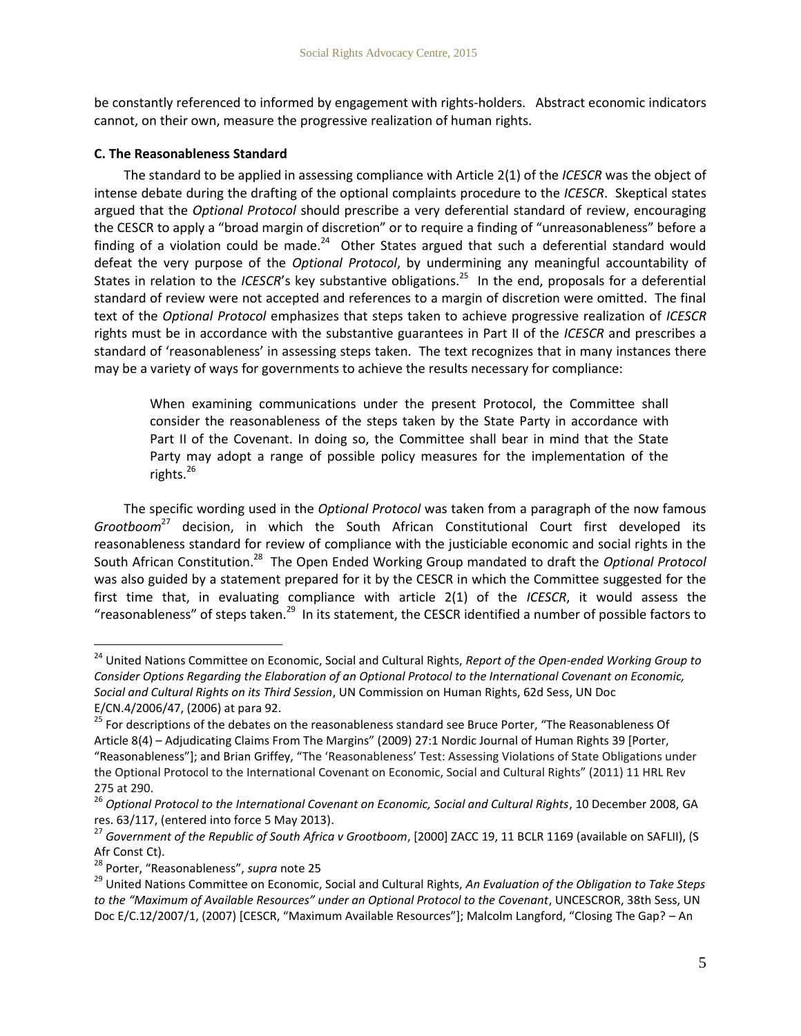be constantly referenced to informed by engagement with rights-holders. Abstract economic indicators cannot, on their own, measure the progressive realization of human rights.

**C. The Reasonableness Standard**

The standard to be applied in assessing compliance with Article 2(1) of the *ICESCR* was the object of intense debate during the drafting of the optional complaints procedure to the *ICESCR*. Skeptical states argued that the *Optional Protocol* should prescribe a very deferential standard of review, encouraging the CESCR to apply a "broad margin of discretion" or to require a finding of "unreasonableness" before a finding of a violation could be made.[24] Other States argued that such a deferential standard would defeat the very purpose of the *Optional Protocol*, by undermining any meaningful accountability of States in relation to the *ICESCR*'s key substantive obligations.[25] In the end, proposals for a deferential standard of review were not accepted and references to a margin of discretion were omitted. The final text of the *Optional Protocol* emphasizes that steps taken to achieve progressive realization of *ICESCR* rights must be in accordance with the substantive guarantees in Part II of the *ICESCR* and prescribes a standard of 'reasonableness' in assessing steps taken. The text recognizes that in many instances there may be a variety of ways for governments to achieve the results necessary for compliance:

> When examining communications under the present Protocol, the Committee shall consider the reasonableness of the steps taken by the State Party in accordance with Part II of the Covenant. In doing so, the Committee shall bear in mind that the State Party may adopt a range of possible policy measures for the implementation of the rights.[26]

The specific wording used in the *Optional Protocol* was taken from a paragraph of the now famous *Grootboom*[27] decision, in which the South African Constitutional Court first developed its reasonableness standard for review of compliance with the justiciable economic and social rights in the South African Constitution.[28] The Open Ended Working Group mandated to draft the *Optional Protocol* was also guided by a statement prepared for it by the CESCR in which the Committee suggested for the first time that, in evaluating compliance with article 2(1) of the *ICESCR*, it would assess the "reasonableness" of steps taken.[29] In its statement, the CESCR identified a number of possible factors to

---

[24] United Nations Committee on Economic, Social and Cultural Rights, *Report of the Open-ended Working Group to Consider Options Regarding the Elaboration of an Optional Protocol to the International Covenant on Economic, Social and Cultural Rights on its Third Session*, UN Commission on Human Rights, 62d Sess, UN Doc E/CN.4/2006/47, (2006) at para 92.

[25] For descriptions of the debates on the reasonableness standard see Bruce Porter, "The Reasonableness Of Article 8(4) – Adjudicating Claims From The Margins" (2009) 27:1 Nordic Journal of Human Rights 39 [Porter, "Reasonableness"]; and Brian Griffey, "The 'Reasonableness' Test: Assessing Violations of State Obligations under the Optional Protocol to the International Covenant on Economic, Social and Cultural Rights" (2011) 11 HRL Rev 275 at 290.

[26] *Optional Protocol to the International Covenant on Economic, Social and Cultural Rights*, 10 December 2008, GA res. 63/117, (entered into force 5 May 2013).

[27] *Government of the Republic of South Africa v Grootboom*, [2000] ZACC 19, 11 BCLR 1169 (available on SAFLII), (S Afr Const Ct).

[28] Porter, "Reasonableness", *supra* note 25

[29] United Nations Committee on Economic, Social and Cultural Rights, *An Evaluation of the Obligation to Take Steps to the "Maximum of Available Resources" under an Optional Protocol to the Covenant*, UNCESCROR, 38th Sess, UN Doc E/C.12/2007/1, (2007) [CESCR, "Maximum Available Resources"]; Malcolm Langford, "Closing The Gap? – An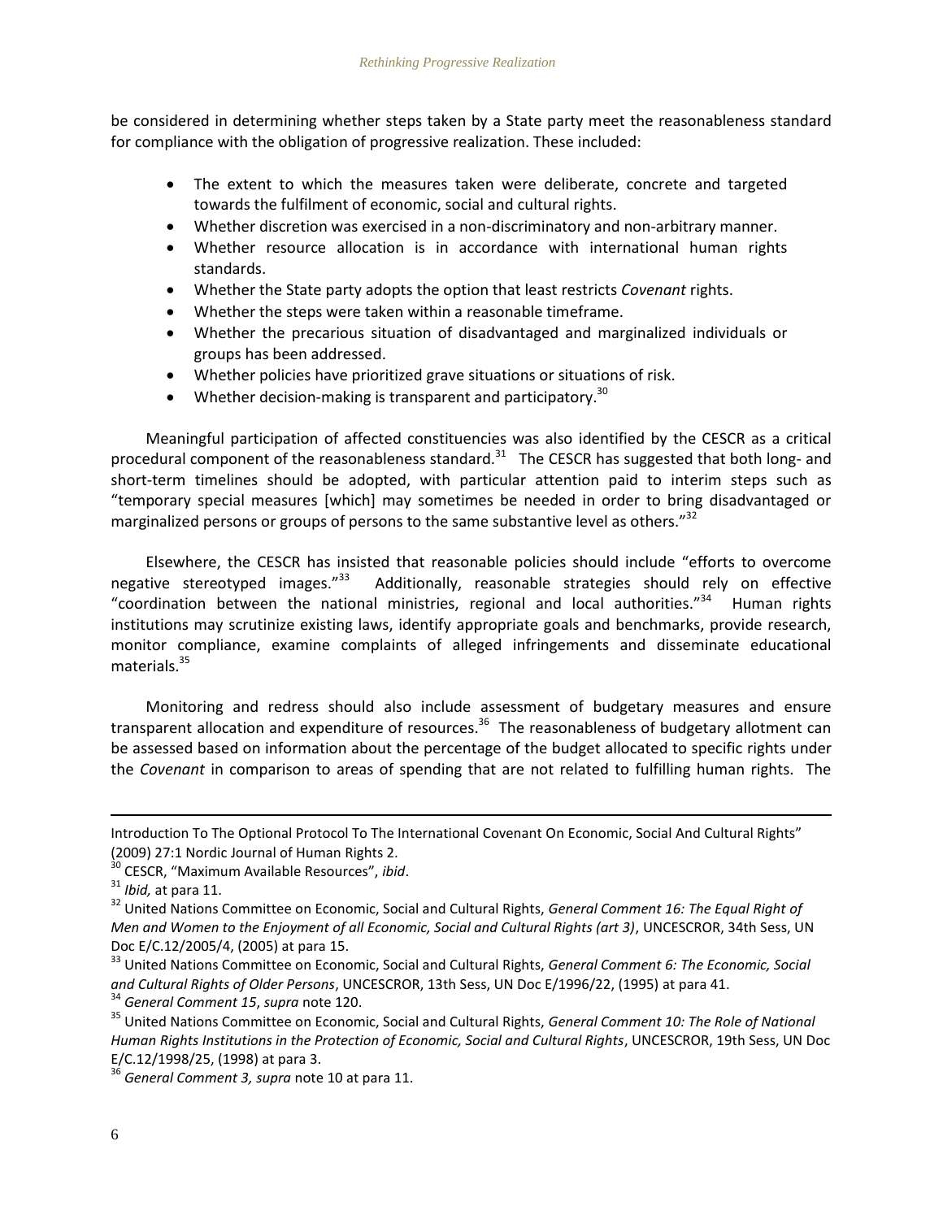be considered in determining whether steps taken by a State party meet the reasonableness standard for compliance with the obligation of progressive realization. These included:

- The extent to which the measures taken were deliberate, concrete and targeted towards the fulfilment of economic, social and cultural rights.
- Whether discretion was exercised in a non-discriminatory and non-arbitrary manner.
- Whether resource allocation is in accordance with international human rights standards.
- Whether the State party adopts the option that least restricts *Covenant* rights.
- Whether the steps were taken within a reasonable timeframe.
- Whether the precarious situation of disadvantaged and marginalized individuals or groups has been addressed.
- Whether policies have prioritized grave situations or situations of risk.
- Whether decision-making is transparent and participatory.[30]

Meaningful participation of affected constituencies was also identified by the CESCR as a critical procedural component of the reasonableness standard.[31] The CESCR has suggested that both long- and short-term timelines should be adopted, with particular attention paid to interim steps such as "temporary special measures [which] may sometimes be needed in order to bring disadvantaged or marginalized persons or groups of persons to the same substantive level as others."[32]

Elsewhere, the CESCR has insisted that reasonable policies should include "efforts to overcome negative stereotyped images."[33] Additionally, reasonable strategies should rely on effective "coordination between the national ministries, regional and local authorities."[34] Human rights institutions may scrutinize existing laws, identify appropriate goals and benchmarks, provide research, monitor compliance, examine complaints of alleged infringements and disseminate educational materials.[35]

Monitoring and redress should also include assessment of budgetary measures and ensure transparent allocation and expenditure of resources.[36] The reasonableness of budgetary allotment can be assessed based on information about the percentage of the budget allocated to specific rights under the *Covenant* in comparison to areas of spending that are not related to fulfilling human rights. The

---

Introduction To The Optional Protocol To The International Covenant On Economic, Social And Cultural Rights" (2009) 27:1 Nordic Journal of Human Rights 2.

[30] CESCR, "Maximum Available Resources", *ibid*.

[31] *Ibid,* at para 11.

[32] United Nations Committee on Economic, Social and Cultural Rights, *General Comment 16: The Equal Right of Men and Women to the Enjoyment of all Economic, Social and Cultural Rights (art 3)*, UNCESCROR, 34th Sess, UN Doc E/C.12/2005/4, (2005) at para 15.

[33] United Nations Committee on Economic, Social and Cultural Rights, *General Comment 6: The Economic, Social and Cultural Rights of Older Persons*, UNCESCROR, 13th Sess, UN Doc E/1996/22, (1995) at para 41.

[34] *General Comment 15*, *supra* note 120.

[35] United Nations Committee on Economic, Social and Cultural Rights, *General Comment 10: The Role of National Human Rights Institutions in the Protection of Economic, Social and Cultural Rights*, UNCESCROR, 19th Sess, UN Doc E/C.12/1998/25, (1998) at para 3.

[36] *General Comment 3, supra* note 10 at para 11.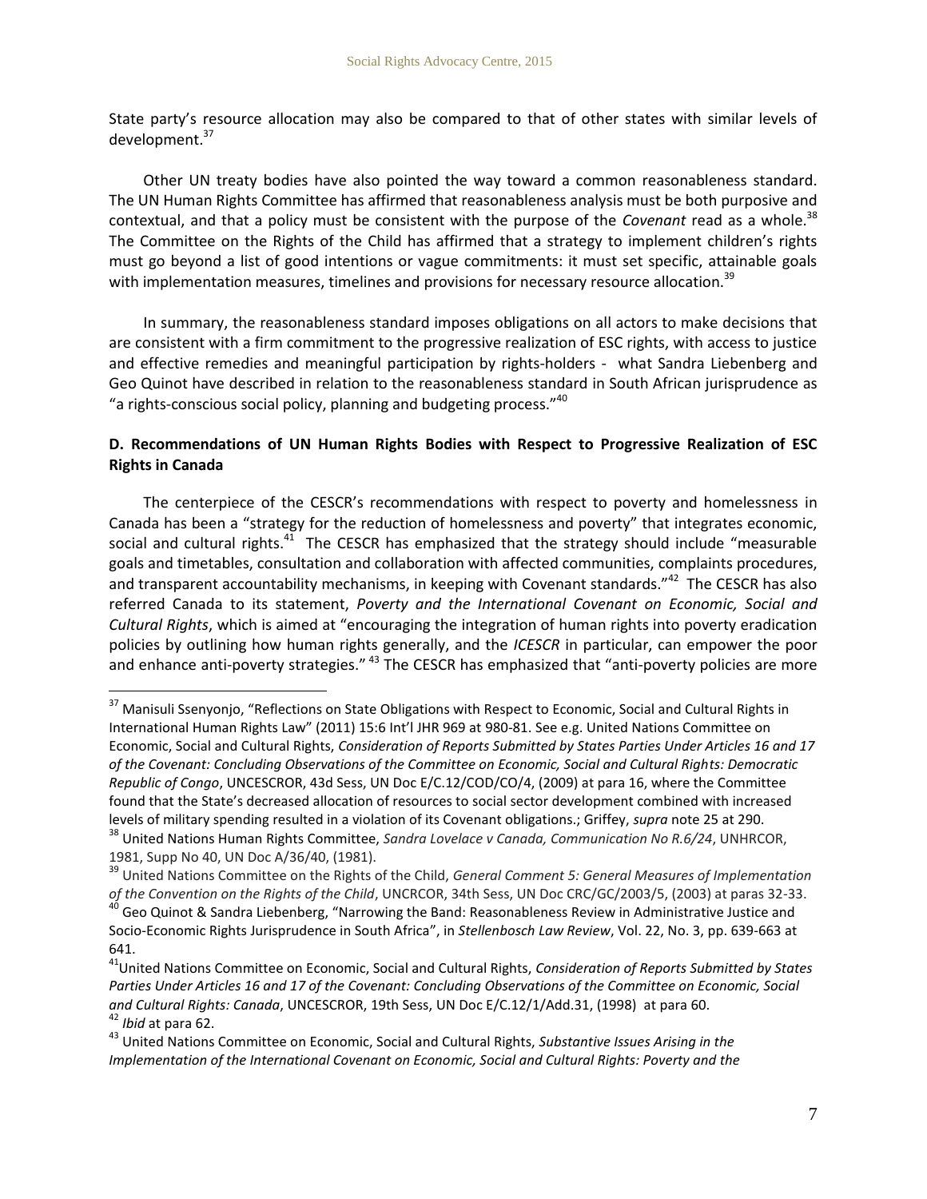State party's resource allocation may also be compared to that of other states with similar levels of development.[37]

Other UN treaty bodies have also pointed the way toward a common reasonableness standard. The UN Human Rights Committee has affirmed that reasonableness analysis must be both purposive and contextual, and that a policy must be consistent with the purpose of the *Covenant* read as a whole.[38] The Committee on the Rights of the Child has affirmed that a strategy to implement children's rights must go beyond a list of good intentions or vague commitments: it must set specific, attainable goals with implementation measures, timelines and provisions for necessary resource allocation.[39]

In summary, the reasonableness standard imposes obligations on all actors to make decisions that are consistent with a firm commitment to the progressive realization of ESC rights, with access to justice and effective remedies and meaningful participation by rights-holders - what Sandra Liebenberg and Geo Quinot have described in relation to the reasonableness standard in South African jurisprudence as "a rights-conscious social policy, planning and budgeting process."[40]

**D. Recommendations of UN Human Rights Bodies with Respect to Progressive Realization of ESC Rights in Canada**

The centerpiece of the CESCR's recommendations with respect to poverty and homelessness in Canada has been a "strategy for the reduction of homelessness and poverty" that integrates economic, social and cultural rights.[41] The CESCR has emphasized that the strategy should include "measurable goals and timetables, consultation and collaboration with affected communities, complaints procedures, and transparent accountability mechanisms, in keeping with Covenant standards."[42] The CESCR has also referred Canada to its statement, *Poverty and the International Covenant on Economic, Social and Cultural Rights*, which is aimed at "encouraging the integration of human rights into poverty eradication policies by outlining how human rights generally, and the *ICESCR* in particular, can empower the poor and enhance anti-poverty strategies." [43] The CESCR has emphasized that "anti-poverty policies are more

---

[37] Manisuli Ssenyonjo, "Reflections on State Obligations with Respect to Economic, Social and Cultural Rights in International Human Rights Law" (2011) 15:6 Int'l JHR 969 at 980-81. See e.g. United Nations Committee on Economic, Social and Cultural Rights, *Consideration of Reports Submitted by States Parties Under Articles 16 and 17 of the Covenant: Concluding Observations of the Committee on Economic, Social and Cultural Rights: Democratic Republic of Congo*, UNCESCROR, 43d Sess, UN Doc E/C.12/COD/CO/4, (2009) at para 16, where the Committee found that the State's decreased allocation of resources to social sector development combined with increased levels of military spending resulted in a violation of its Covenant obligations.; Griffey, *supra* note 25 at 290.

[38] United Nations Human Rights Committee, *Sandra Lovelace v Canada, Communication No R.6/24*, UNHRCOR, 1981, Supp No 40, UN Doc A/36/40, (1981).

[39] United Nations Committee on the Rights of the Child, *General Comment 5: General Measures of Implementation of the Convention on the Rights of the Child*, UNCRCOR, 34th Sess, UN Doc CRC/GC/2003/5, (2003) at paras 32-33.

[40] Geo Quinot & Sandra Liebenberg, "Narrowing the Band: Reasonableness Review in Administrative Justice and Socio-Economic Rights Jurisprudence in South Africa", in *Stellenbosch Law Review*, Vol. 22, No. 3, pp. 639-663 at 641.

[41] United Nations Committee on Economic, Social and Cultural Rights, *Consideration of Reports Submitted by States Parties Under Articles 16 and 17 of the Covenant: Concluding Observations of the Committee on Economic, Social and Cultural Rights: Canada*, UNCESCROR, 19th Sess, UN Doc E/C.12/1/Add.31, (1998) at para 60.

[42] *Ibid* at para 62.

[43] United Nations Committee on Economic, Social and Cultural Rights, *Substantive Issues Arising in the Implementation of the International Covenant on Economic, Social and Cultural Rights: Poverty and the*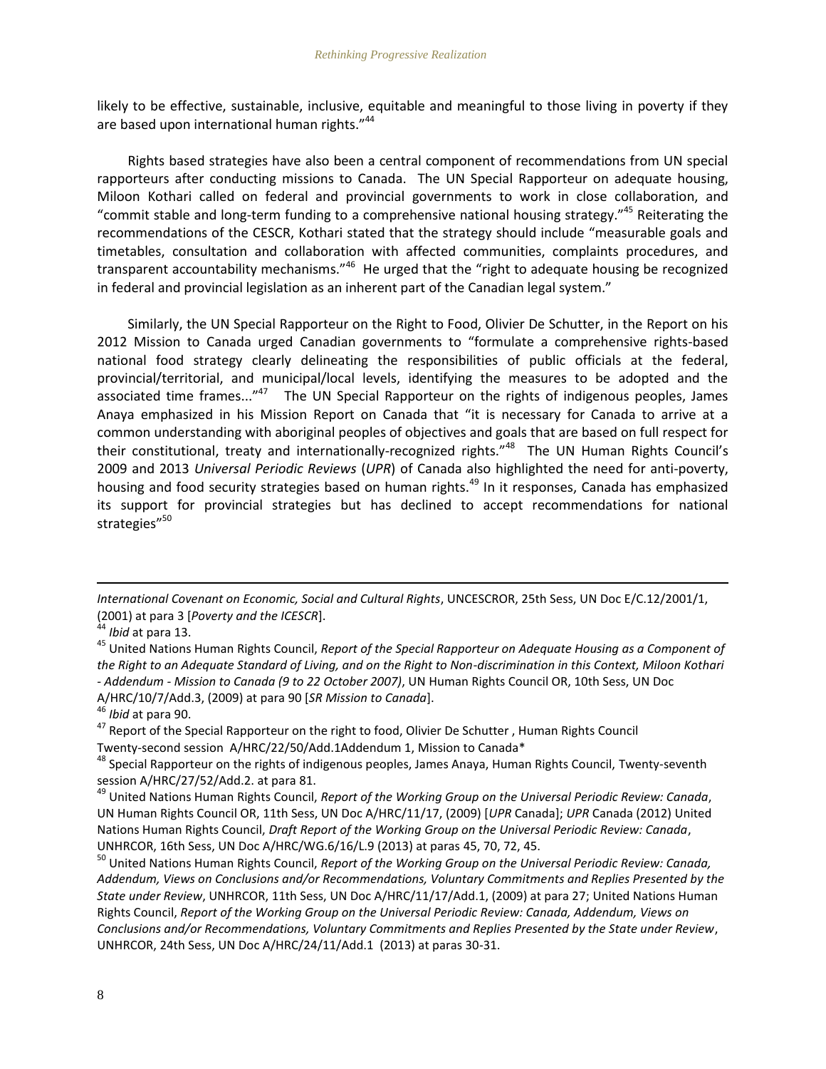likely to be effective, sustainable, inclusive, equitable and meaningful to those living in poverty if they are based upon international human rights."[44]

Rights based strategies have also been a central component of recommendations from UN special rapporteurs after conducting missions to Canada. The UN Special Rapporteur on adequate housing, Miloon Kothari called on federal and provincial governments to work in close collaboration, and "commit stable and long-term funding to a comprehensive national housing strategy."[45] Reiterating the recommendations of the CESCR, Kothari stated that the strategy should include "measurable goals and timetables, consultation and collaboration with affected communities, complaints procedures, and transparent accountability mechanisms."[46] He urged that the "right to adequate housing be recognized in federal and provincial legislation as an inherent part of the Canadian legal system."

Similarly, the UN Special Rapporteur on the Right to Food, Olivier De Schutter, in the Report on his 2012 Mission to Canada urged Canadian governments to "formulate a comprehensive rights-based national food strategy clearly delineating the responsibilities of public officials at the federal, provincial/territorial, and municipal/local levels, identifying the measures to be adopted and the associated time frames..."[47] The UN Special Rapporteur on the rights of indigenous peoples, James Anaya emphasized in his Mission Report on Canada that "it is necessary for Canada to arrive at a common understanding with aboriginal peoples of objectives and goals that are based on full respect for their constitutional, treaty and internationally-recognized rights."[48] The UN Human Rights Council's 2009 and 2013 *Universal Periodic Reviews* (*UPR*) of Canada also highlighted the need for anti-poverty, housing and food security strategies based on human rights.[49] In it responses, Canada has emphasized its support for provincial strategies but has declined to accept recommendations for national strategies"[50]

---

*International Covenant on Economic, Social and Cultural Rights*, UNCESCROR, 25th Sess, UN Doc E/C.12/2001/1, (2001) at para 3 [*Poverty and the ICESCR*].

[44] *Ibid* at para 13.

[45] United Nations Human Rights Council, *Report of the Special Rapporteur on Adequate Housing as a Component of the Right to an Adequate Standard of Living, and on the Right to Non-discrimination in this Context, Miloon Kothari - Addendum - Mission to Canada (9 to 22 October 2007)*, UN Human Rights Council OR, 10th Sess, UN Doc A/HRC/10/7/Add.3, (2009) at para 90 [*SR Mission to Canada*].

[46] *Ibid* at para 90.

[47] Report of the Special Rapporteur on the right to food, Olivier De Schutter , Human Rights Council Twenty-second session A/HRC/22/50/Add.1Addendum 1, Mission to Canada*

[48] Special Rapporteur on the rights of indigenous peoples, James Anaya, Human Rights Council, Twenty-seventh session A/HRC/27/52/Add.2. at para 81.

[49] United Nations Human Rights Council, *Report of the Working Group on the Universal Periodic Review: Canada*, UN Human Rights Council OR, 11th Sess, UN Doc A/HRC/11/17, (2009) [*UPR* Canada]; *UPR* Canada (2012) United Nations Human Rights Council, *Draft Report of the Working Group on the Universal Periodic Review: Canada*, UNHRCOR, 16th Sess, UN Doc A/HRC/WG.6/16/L.9 (2013) at paras 45, 70, 72, 45.

[50] United Nations Human Rights Council, *Report of the Working Group on the Universal Periodic Review: Canada, Addendum, Views on Conclusions and/or Recommendations, Voluntary Commitments and Replies Presented by the State under Review*, UNHRCOR, 11th Sess, UN Doc A/HRC/11/17/Add.1, (2009) at para 27; United Nations Human Rights Council, *Report of the Working Group on the Universal Periodic Review: Canada, Addendum, Views on Conclusions and/or Recommendations, Voluntary Commitments and Replies Presented by the State under Review*, UNHRCOR, 24th Sess, UN Doc A/HRC/24/11/Add.1 (2013) at paras 30-31.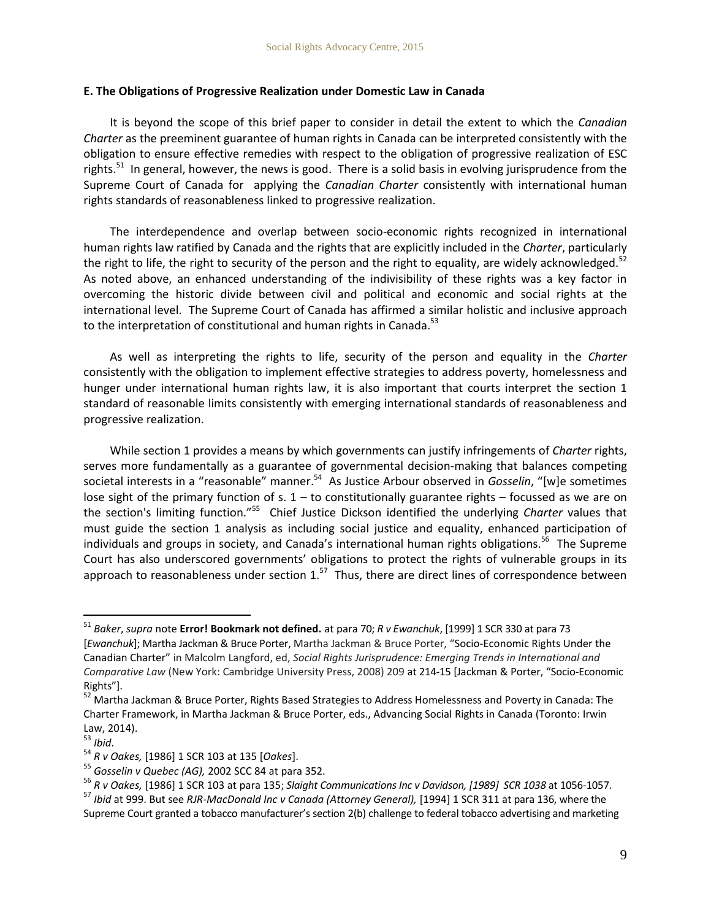**E. The Obligations of Progressive Realization under Domestic Law in Canada**

It is beyond the scope of this brief paper to consider in detail the extent to which the *Canadian Charter* as the preeminent guarantee of human rights in Canada can be interpreted consistently with the obligation to ensure effective remedies with respect to the obligation of progressive realization of ESC rights.[51] In general, however, the news is good. There is a solid basis in evolving jurisprudence from the Supreme Court of Canada for applying the *Canadian Charter* consistently with international human rights standards of reasonableness linked to progressive realization.

The interdependence and overlap between socio-economic rights recognized in international human rights law ratified by Canada and the rights that are explicitly included in the *Charter*, particularly the right to life, the right to security of the person and the right to equality, are widely acknowledged.[52] As noted above, an enhanced understanding of the indivisibility of these rights was a key factor in overcoming the historic divide between civil and political and economic and social rights at the international level. The Supreme Court of Canada has affirmed a similar holistic and inclusive approach to the interpretation of constitutional and human rights in Canada.[53]

As well as interpreting the rights to life, security of the person and equality in the *Charter* consistently with the obligation to implement effective strategies to address poverty, homelessness and hunger under international human rights law, it is also important that courts interpret the section 1 standard of reasonable limits consistently with emerging international standards of reasonableness and progressive realization.

While section 1 provides a means by which governments can justify infringements of *Charter* rights, serves more fundamentally as a guarantee of governmental decision-making that balances competing societal interests in a "reasonable" manner.[54] As Justice Arbour observed in *Gosselin*, "[w]e sometimes lose sight of the primary function of s. 1 – to constitutionally guarantee rights – focussed as we are on the section's limiting function."[55] Chief Justice Dickson identified the underlying *Charter* values that must guide the section 1 analysis as including social justice and equality, enhanced participation of individuals and groups in society, and Canada's international human rights obligations.[56] The Supreme Court has also underscored governments' obligations to protect the rights of vulnerable groups in its approach to reasonableness under section 1.[57] Thus, there are direct lines of correspondence between

---

[51] *Baker*, *supra* note **Error! Bookmark not defined.** at para 70; *R v Ewanchuk*, [1999] 1 SCR 330 at para 73 [*Ewanchuk*]; Martha Jackman & Bruce Porter, Martha Jackman & Bruce Porter, "Socio-Economic Rights Under the Canadian Charter" in Malcolm Langford, ed, *Social Rights Jurisprudence: Emerging Trends in International and Comparative Law* (New York: Cambridge University Press, 2008) 209 at 214-15 [Jackman & Porter, "Socio-Economic Rights"].

[52] Martha Jackman & Bruce Porter, Rights Based Strategies to Address Homelessness and Poverty in Canada: The Charter Framework, in Martha Jackman & Bruce Porter, eds., Advancing Social Rights in Canada (Toronto: Irwin Law, 2014).

[53] *Ibid*.

[54] *R v Oakes,* [1986] 1 SCR 103 at 135 [*Oakes*].

[55] *Gosselin v Quebec (AG),* 2002 SCC 84 at para 352.

[56] *R v Oakes,* [1986] 1 SCR 103 at para 135; *Slaight Communications Inc v Davidson, [1989] SCR 1038* at 1056-1057.

[57] *Ibid* at 999. But see *RJR-MacDonald Inc v Canada (Attorney General),* [1994] 1 SCR 311 at para 136, where the Supreme Court granted a tobacco manufacturer's section 2(b) challenge to federal tobacco advertising and marketing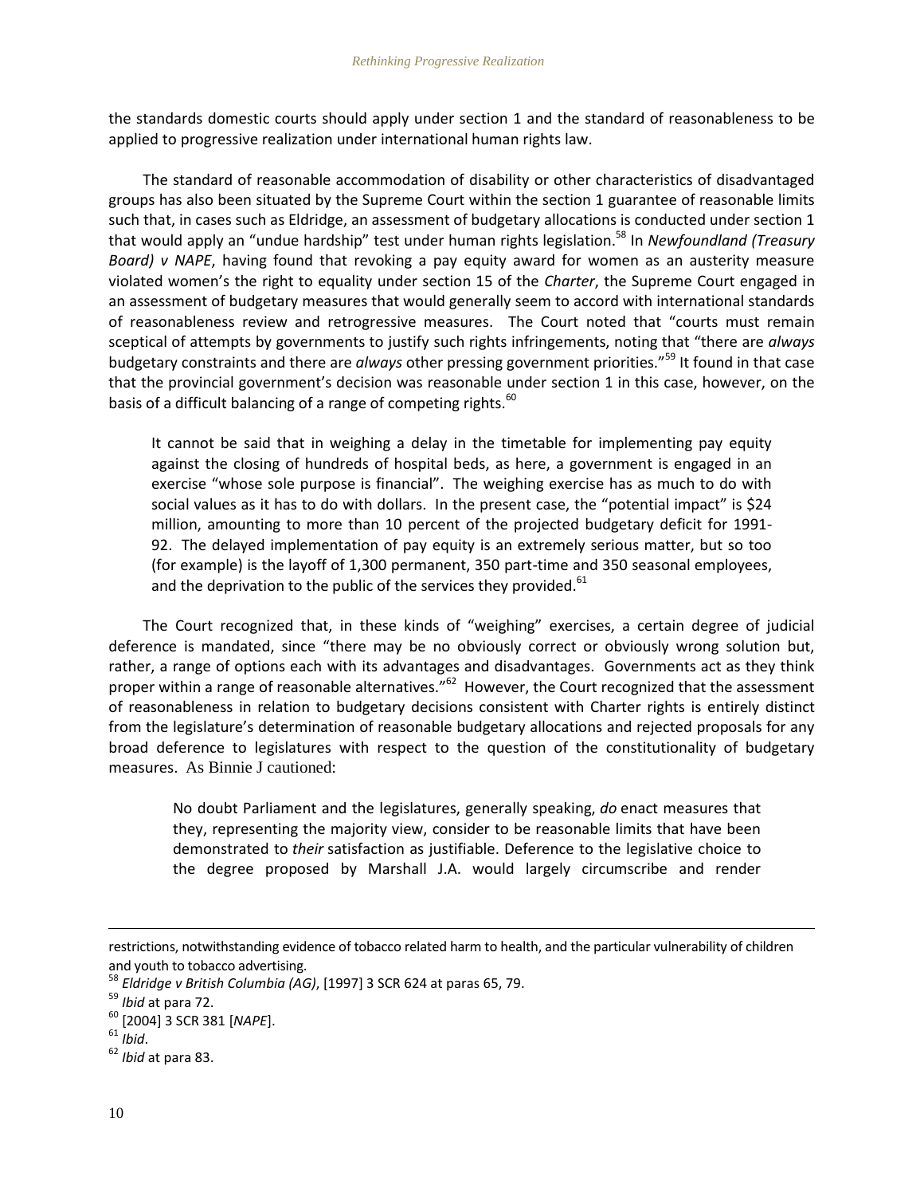the standards domestic courts should apply under section 1 and the standard of reasonableness to be applied to progressive realization under international human rights law.

The standard of reasonable accommodation of disability or other characteristics of disadvantaged groups has also been situated by the Supreme Court within the section 1 guarantee of reasonable limits such that, in cases such as Eldridge, an assessment of budgetary allocations is conducted under section 1 that would apply an "undue hardship" test under human rights legislation.[58] In *Newfoundland (Treasury Board) v NAPE*, having found that revoking a pay equity award for women as an austerity measure violated women's the right to equality under section 15 of the *Charter*, the Supreme Court engaged in an assessment of budgetary measures that would generally seem to accord with international standards of reasonableness review and retrogressive measures. The Court noted that "courts must remain sceptical of attempts by governments to justify such rights infringements, noting that "there are *always* budgetary constraints and there are *always* other pressing government priorities."[59] It found in that case that the provincial government's decision was reasonable under section 1 in this case, however, on the basis of a difficult balancing of a range of competing rights.[60]

> It cannot be said that in weighing a delay in the timetable for implementing pay equity against the closing of hundreds of hospital beds, as here, a government is engaged in an exercise "whose sole purpose is financial". The weighing exercise has as much to do with social values as it has to do with dollars. In the present case, the "potential impact" is $24 million, amounting to more than 10 percent of the projected budgetary deficit for 1991-92. The delayed implementation of pay equity is an extremely serious matter, but so too (for example) is the layoff of 1,300 permanent, 350 part-time and 350 seasonal employees, and the deprivation to the public of the services they provided.[61]

The Court recognized that, in these kinds of "weighing" exercises, a certain degree of judicial deference is mandated, since "there may be no obviously correct or obviously wrong solution but, rather, a range of options each with its advantages and disadvantages. Governments act as they think proper within a range of reasonable alternatives."[62] However, the Court recognized that the assessment of reasonableness in relation to budgetary decisions consistent with Charter rights is entirely distinct from the legislature's determination of reasonable budgetary allocations and rejected proposals for any broad deference to legislatures with respect to the question of the constitutionality of budgetary measures. As Binnie J cautioned:

> No doubt Parliament and the legislatures, generally speaking, *do* enact measures that they, representing the majority view, consider to be reasonable limits that have been demonstrated to *their* satisfaction as justifiable. Deference to the legislative choice to the degree proposed by Marshall J.A. would largely circumscribe and render

---

restrictions, notwithstanding evidence of tobacco related harm to health, and the particular vulnerability of children and youth to tobacco advertising.

[58] *Eldridge v British Columbia (AG)*, [1997] 3 SCR 624 at paras 65, 79.

[59] *Ibid* at para 72.

[60] [2004] 3 SCR 381 [*NAPE*].

[61] *Ibid*.

[62] *Ibid* at para 83.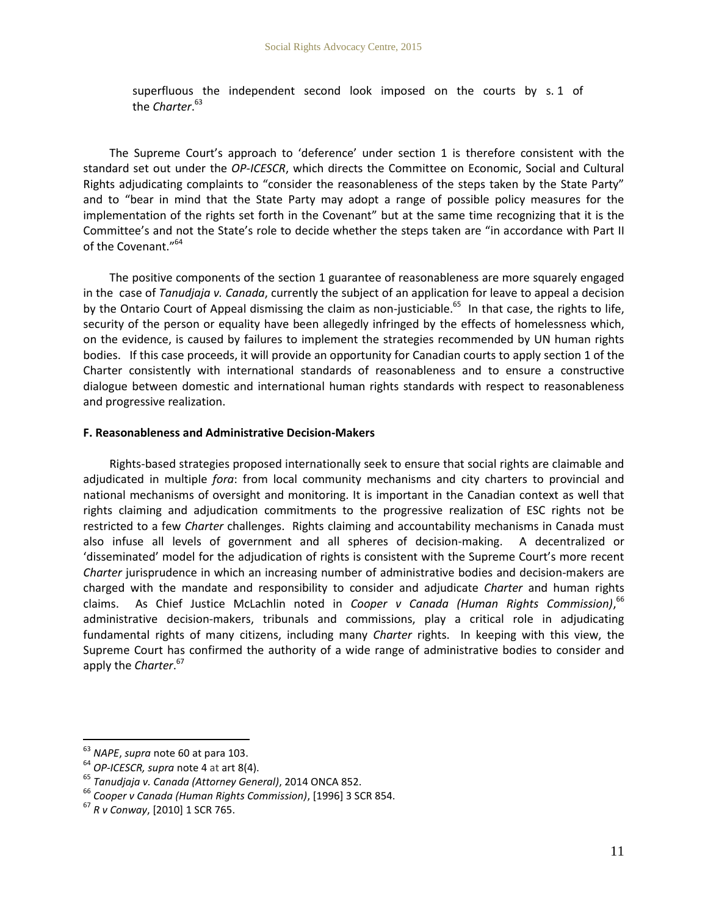superfluous the independent second look imposed on the courts by s. 1 of the *Charter*.[63]

The Supreme Court's approach to 'deference' under section 1 is therefore consistent with the standard set out under the *OP-ICESCR*, which directs the Committee on Economic, Social and Cultural Rights adjudicating complaints to "consider the reasonableness of the steps taken by the State Party" and to "bear in mind that the State Party may adopt a range of possible policy measures for the implementation of the rights set forth in the Covenant" but at the same time recognizing that it is the Committee's and not the State's role to decide whether the steps taken are "in accordance with Part II of the Covenant."[64]

The positive components of the section 1 guarantee of reasonableness are more squarely engaged in the case of *Tanudjaja v. Canada*, currently the subject of an application for leave to appeal a decision by the Ontario Court of Appeal dismissing the claim as non-justiciable.[65] In that case, the rights to life, security of the person or equality have been allegedly infringed by the effects of homelessness which, on the evidence, is caused by failures to implement the strategies recommended by UN human rights bodies. If this case proceeds, it will provide an opportunity for Canadian courts to apply section 1 of the Charter consistently with international standards of reasonableness and to ensure a constructive dialogue between domestic and international human rights standards with respect to reasonableness and progressive realization.

**F. Reasonableness and Administrative Decision-Makers**

Rights-based strategies proposed internationally seek to ensure that social rights are claimable and adjudicated in multiple *fora*: from local community mechanisms and city charters to provincial and national mechanisms of oversight and monitoring. It is important in the Canadian context as well that rights claiming and adjudication commitments to the progressive realization of ESC rights not be restricted to a few *Charter* challenges. Rights claiming and accountability mechanisms in Canada must also infuse all levels of government and all spheres of decision-making. A decentralized or 'disseminated' model for the adjudication of rights is consistent with the Supreme Court's more recent *Charter* jurisprudence in which an increasing number of administrative bodies and decision-makers are charged with the mandate and responsibility to consider and adjudicate *Charter* and human rights claims. As Chief Justice McLachlin noted in *Cooper v Canada (Human Rights Commission)*,[66] administrative decision-makers, tribunals and commissions, play a critical role in adjudicating fundamental rights of many citizens, including many *Charter* rights. In keeping with this view, the Supreme Court has confirmed the authority of a wide range of administrative bodies to consider and apply the *Charter*.[67]

---

[63] *NAPE*, *supra* note 60 at para 103.

[64] *OP-ICESCR, supra* note 4 at art 8(4).

[65] *Tanudjaja v. Canada (Attorney General)*, 2014 ONCA 852.

[66] *Cooper v Canada (Human Rights Commission)*, [1996] 3 SCR 854.

[67] *R v Conway*, [2010] 1 SCR 765.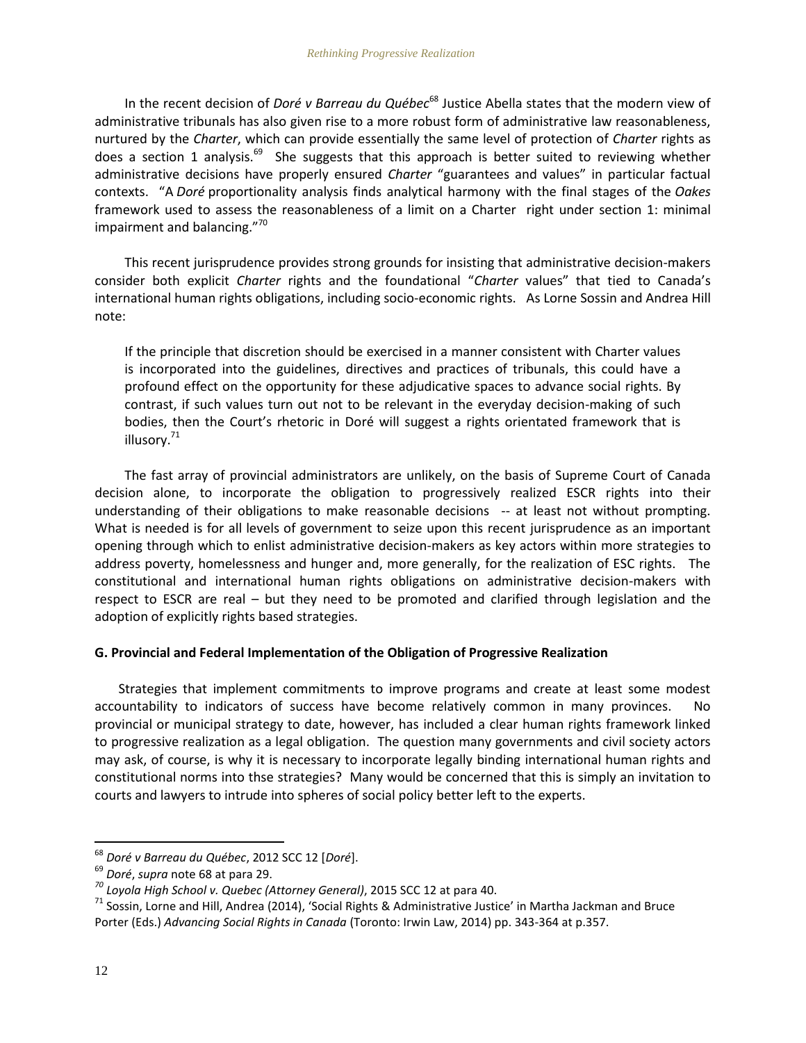In the recent decision of *Doré v Barreau du Québec*[68] Justice Abella states that the modern view of administrative tribunals has also given rise to a more robust form of administrative law reasonableness, nurtured by the *Charter*, which can provide essentially the same level of protection of *Charter* rights as does a section 1 analysis.[69] She suggests that this approach is better suited to reviewing whether administrative decisions have properly ensured *Charter* "guarantees and values" in particular factual contexts. "A *Doré* proportionality analysis finds analytical harmony with the final stages of the *Oakes* framework used to assess the reasonableness of a limit on a Charter right under section 1: minimal impairment and balancing."[70]

This recent jurisprudence provides strong grounds for insisting that administrative decision-makers consider both explicit *Charter* rights and the foundational "*Charter* values" that tied to Canada's international human rights obligations, including socio-economic rights. As Lorne Sossin and Andrea Hill note:

> If the principle that discretion should be exercised in a manner consistent with Charter values is incorporated into the guidelines, directives and practices of tribunals, this could have a profound effect on the opportunity for these adjudicative spaces to advance social rights. By contrast, if such values turn out not to be relevant in the everyday decision-making of such bodies, then the Court's rhetoric in Doré will suggest a rights orientated framework that is illusory.[71]

The fast array of provincial administrators are unlikely, on the basis of Supreme Court of Canada decision alone, to incorporate the obligation to progressively realized ESCR rights into their understanding of their obligations to make reasonable decisions -- at least not without prompting. What is needed is for all levels of government to seize upon this recent jurisprudence as an important opening through which to enlist administrative decision-makers as key actors within more strategies to address poverty, homelessness and hunger and, more generally, for the realization of ESC rights. The constitutional and international human rights obligations on administrative decision-makers with respect to ESCR are real – but they need to be promoted and clarified through legislation and the adoption of explicitly rights based strategies.

**G. Provincial and Federal Implementation of the Obligation of Progressive Realization**

Strategies that implement commitments to improve programs and create at least some modest accountability to indicators of success have become relatively common in many provinces. No provincial or municipal strategy to date, however, has included a clear human rights framework linked to progressive realization as a legal obligation. The question many governments and civil society actors may ask, of course, is why it is necessary to incorporate legally binding international human rights and constitutional norms into thse strategies? Many would be concerned that this is simply an invitation to courts and lawyers to intrude into spheres of social policy better left to the experts.

---

[68] *Doré v Barreau du Québec*, 2012 SCC 12 [*Doré*].

[69] *Doré*, *supra* note 68 at para 29.

[70] *Loyola High School v. Quebec (Attorney General)*, 2015 SCC 12 at para 40.

[71] Sossin, Lorne and Hill, Andrea (2014), 'Social Rights & Administrative Justice' in Martha Jackman and Bruce Porter (Eds.) *Advancing Social Rights in Canada* (Toronto: Irwin Law, 2014) pp. 343-364 at p.357.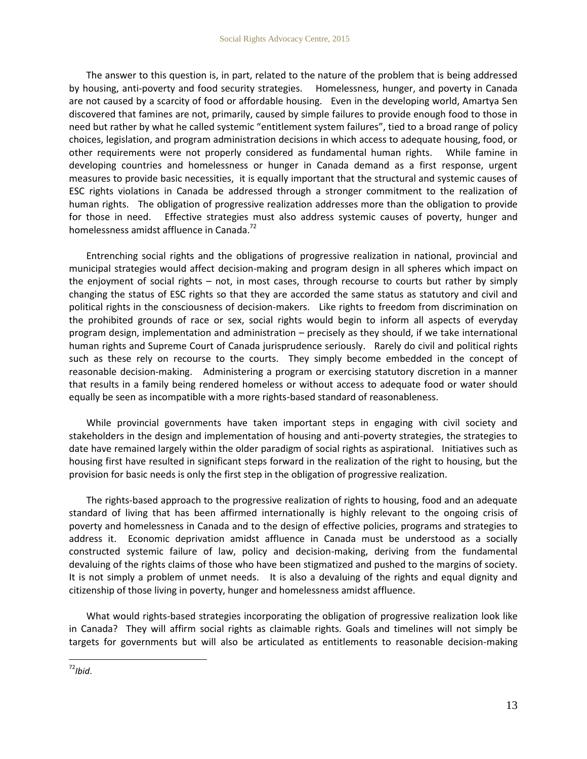The answer to this question is, in part, related to the nature of the problem that is being addressed by housing, anti-poverty and food security strategies. Homelessness, hunger, and poverty in Canada are not caused by a scarcity of food or affordable housing. Even in the developing world, Amartya Sen discovered that famines are not, primarily, caused by simple failures to provide enough food to those in need but rather by what he called systemic "entitlement system failures", tied to a broad range of policy choices, legislation, and program administration decisions in which access to adequate housing, food, or other requirements were not properly considered as fundamental human rights. While famine in developing countries and homelessness or hunger in Canada demand as a first response, urgent measures to provide basic necessities, it is equally important that the structural and systemic causes of ESC rights violations in Canada be addressed through a stronger commitment to the realization of human rights. The obligation of progressive realization addresses more than the obligation to provide for those in need. Effective strategies must also address systemic causes of poverty, hunger and homelessness amidst affluence in Canada.[72]

Entrenching social rights and the obligations of progressive realization in national, provincial and municipal strategies would affect decision-making and program design in all spheres which impact on the enjoyment of social rights – not, in most cases, through recourse to courts but rather by simply changing the status of ESC rights so that they are accorded the same status as statutory and civil and political rights in the consciousness of decision-makers. Like rights to freedom from discrimination on the prohibited grounds of race or sex, social rights would begin to inform all aspects of everyday program design, implementation and administration – precisely as they should, if we take international human rights and Supreme Court of Canada jurisprudence seriously. Rarely do civil and political rights such as these rely on recourse to the courts. They simply become embedded in the concept of reasonable decision-making. Administering a program or exercising statutory discretion in a manner that results in a family being rendered homeless or without access to adequate food or water should equally be seen as incompatible with a more rights-based standard of reasonableness.

While provincial governments have taken important steps in engaging with civil society and stakeholders in the design and implementation of housing and anti-poverty strategies, the strategies to date have remained largely within the older paradigm of social rights as aspirational. Initiatives such as housing first have resulted in significant steps forward in the realization of the right to housing, but the provision for basic needs is only the first step in the obligation of progressive realization.

The rights-based approach to the progressive realization of rights to housing, food and an adequate standard of living that has been affirmed internationally is highly relevant to the ongoing crisis of poverty and homelessness in Canada and to the design of effective policies, programs and strategies to address it. Economic deprivation amidst affluence in Canada must be understood as a socially constructed systemic failure of law, policy and decision-making, deriving from the fundamental devaluing of the rights claims of those who have been stigmatized and pushed to the margins of society. It is not simply a problem of unmet needs. It is also a devaluing of the rights and equal dignity and citizenship of those living in poverty, hunger and homelessness amidst affluence.

What would rights-based strategies incorporating the obligation of progressive realization look like in Canada? They will affirm social rights as claimable rights. Goals and timelines will not simply be targets for governments but will also be articulated as entitlements to reasonable decision-making

---

[72] *Ibid*.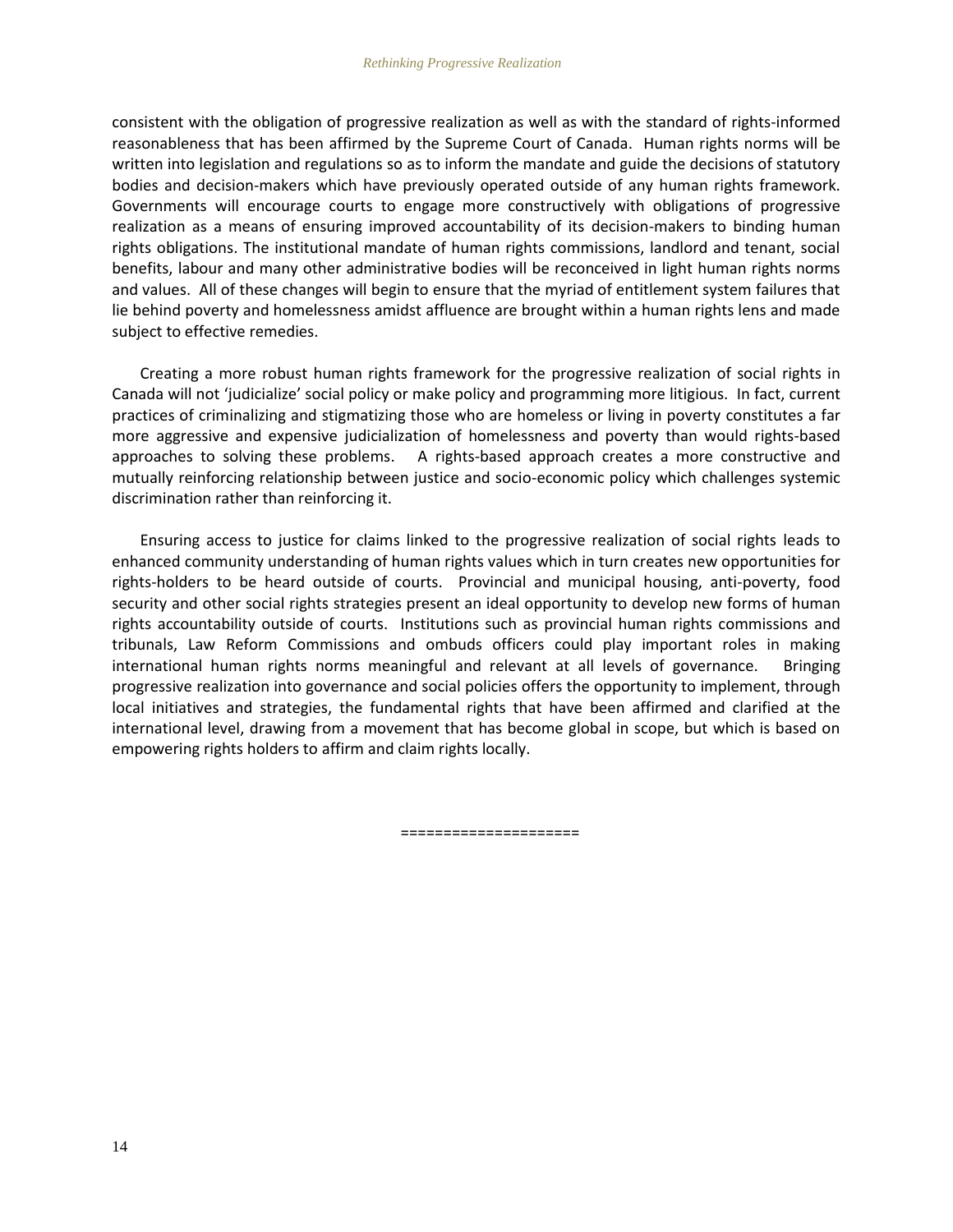consistent with the obligation of progressive realization as well as with the standard of rights-informed reasonableness that has been affirmed by the Supreme Court of Canada. Human rights norms will be written into legislation and regulations so as to inform the mandate and guide the decisions of statutory bodies and decision-makers which have previously operated outside of any human rights framework. Governments will encourage courts to engage more constructively with obligations of progressive realization as a means of ensuring improved accountability of its decision-makers to binding human rights obligations. The institutional mandate of human rights commissions, landlord and tenant, social benefits, labour and many other administrative bodies will be reconceived in light human rights norms and values. All of these changes will begin to ensure that the myriad of entitlement system failures that lie behind poverty and homelessness amidst affluence are brought within a human rights lens and made subject to effective remedies.

Creating a more robust human rights framework for the progressive realization of social rights in Canada will not 'judicialize' social policy or make policy and programming more litigious. In fact, current practices of criminalizing and stigmatizing those who are homeless or living in poverty constitutes a far more aggressive and expensive judicialization of homelessness and poverty than would rights-based approaches to solving these problems. A rights-based approach creates a more constructive and mutually reinforcing relationship between justice and socio-economic policy which challenges systemic discrimination rather than reinforcing it.

Ensuring access to justice for claims linked to the progressive realization of social rights leads to enhanced community understanding of human rights values which in turn creates new opportunities for rights-holders to be heard outside of courts. Provincial and municipal housing, anti-poverty, food security and other social rights strategies present an ideal opportunity to develop new forms of human rights accountability outside of courts. Institutions such as provincial human rights commissions and tribunals, Law Reform Commissions and ombuds officers could play important roles in making international human rights norms meaningful and relevant at all levels of governance. Bringing progressive realization into governance and social policies offers the opportunity to implement, through local initiatives and strategies, the fundamental rights that have been affirmed and clarified at the international level, drawing from a movement that has become global in scope, but which is based on empowering rights holders to affirm and claim rights locally.

====================